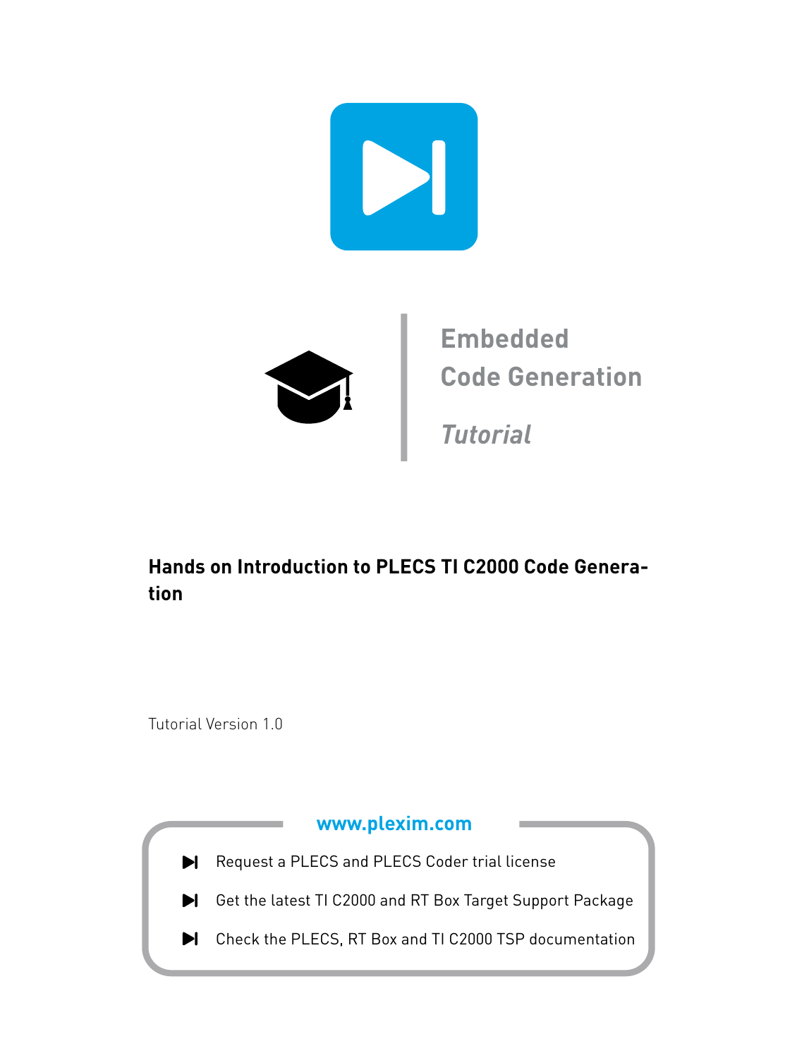Embedded
Code Generation

*Tutorial*

# Hands on Introduction to PLECS TI C2000 Code Generation

Tutorial Version 1.0

**www.plexim.com**

- Request a PLECS and PLECS Coder trial license
- Get the latest TI C2000 and RT Box Target Support Package
- Check the PLECS, RT Box and TI C2000 TSP documentation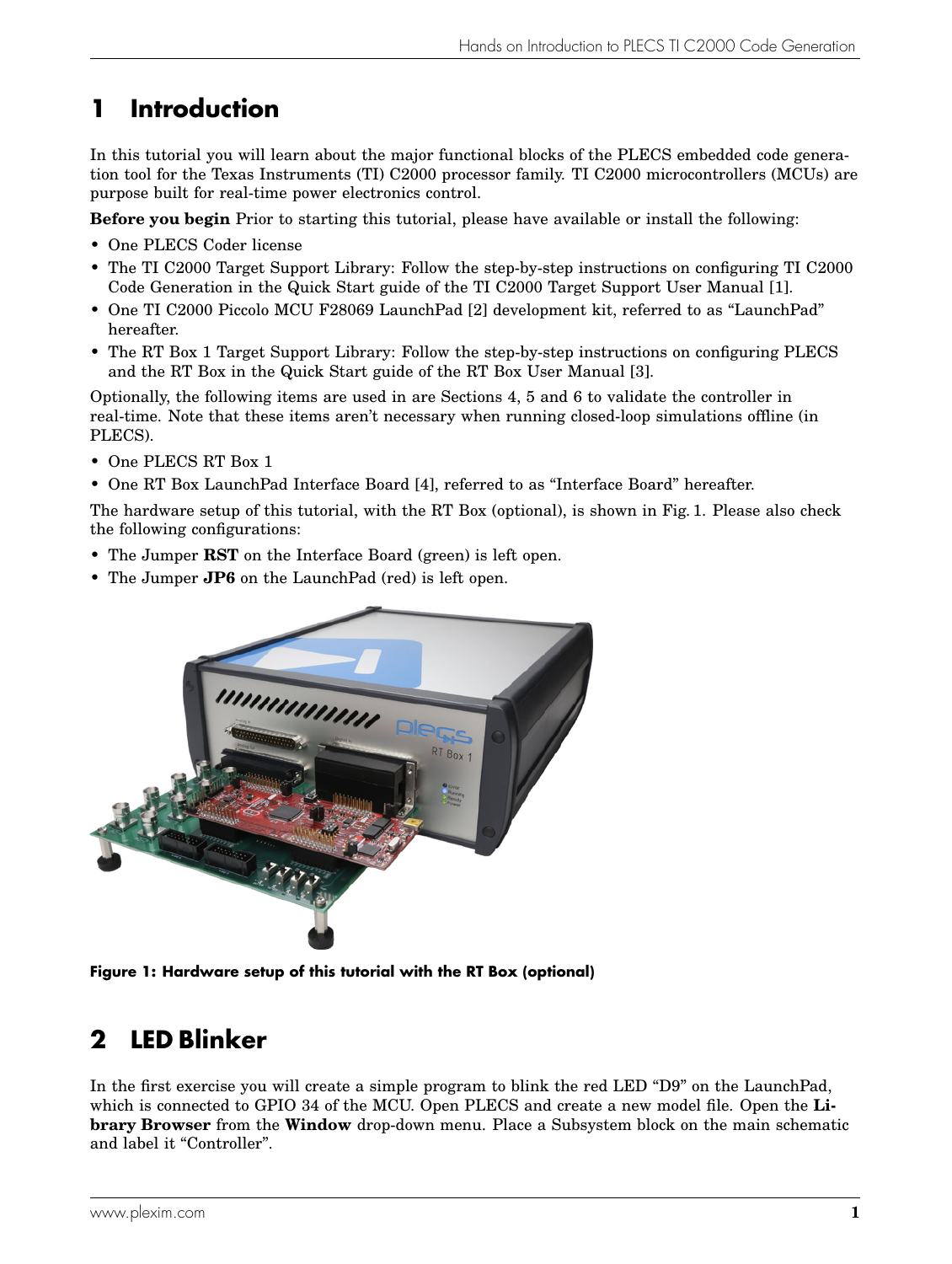# 1 Introduction

In this tutorial you will learn about the major functional blocks of the PLECS embedded code generation tool for the Texas Instruments (TI) C2000 processor family. TI C2000 microcontrollers (MCUs) are purpose built for real-time power electronics control.

**Before you begin** Prior to starting this tutorial, please have available or install the following:

- One PLECS Coder license
- The TI C2000 Target Support Library: Follow the step-by-step instructions on configuring TI C2000 Code Generation in the Quick Start guide of the TI C2000 Target Support User Manual [1].
- One TI C2000 Piccolo MCU F28069 LaunchPad [2] development kit, referred to as "LaunchPad" hereafter.
- The RT Box 1 Target Support Library: Follow the step-by-step instructions on configuring PLECS and the RT Box in the Quick Start guide of the RT Box User Manual [3].

Optionally, the following items are used in are Sections 4, 5 and 6 to validate the controller in real-time. Note that these items aren't necessary when running closed-loop simulations offline (in PLECS).

- One PLECS RT Box 1
- One RT Box LaunchPad Interface Board [4], referred to as "Interface Board" hereafter.

The hardware setup of this tutorial, with the RT Box (optional), is shown in Fig. 1. Please also check the following configurations:

- The Jumper **RST** on the Interface Board (green) is left open.
- The Jumper **JP6** on the LaunchPad (red) is left open.

**Figure 1: Hardware setup of this tutorial with the RT Box (optional)**

# 2 LED Blinker

In the first exercise you will create a simple program to blink the red LED "D9" on the LaunchPad, which is connected to GPIO 34 of the MCU. Open PLECS and create a new model file. Open the **Library Browser** from the **Window** drop-down menu. Place a Subsystem block on the main schematic and label it "Controller".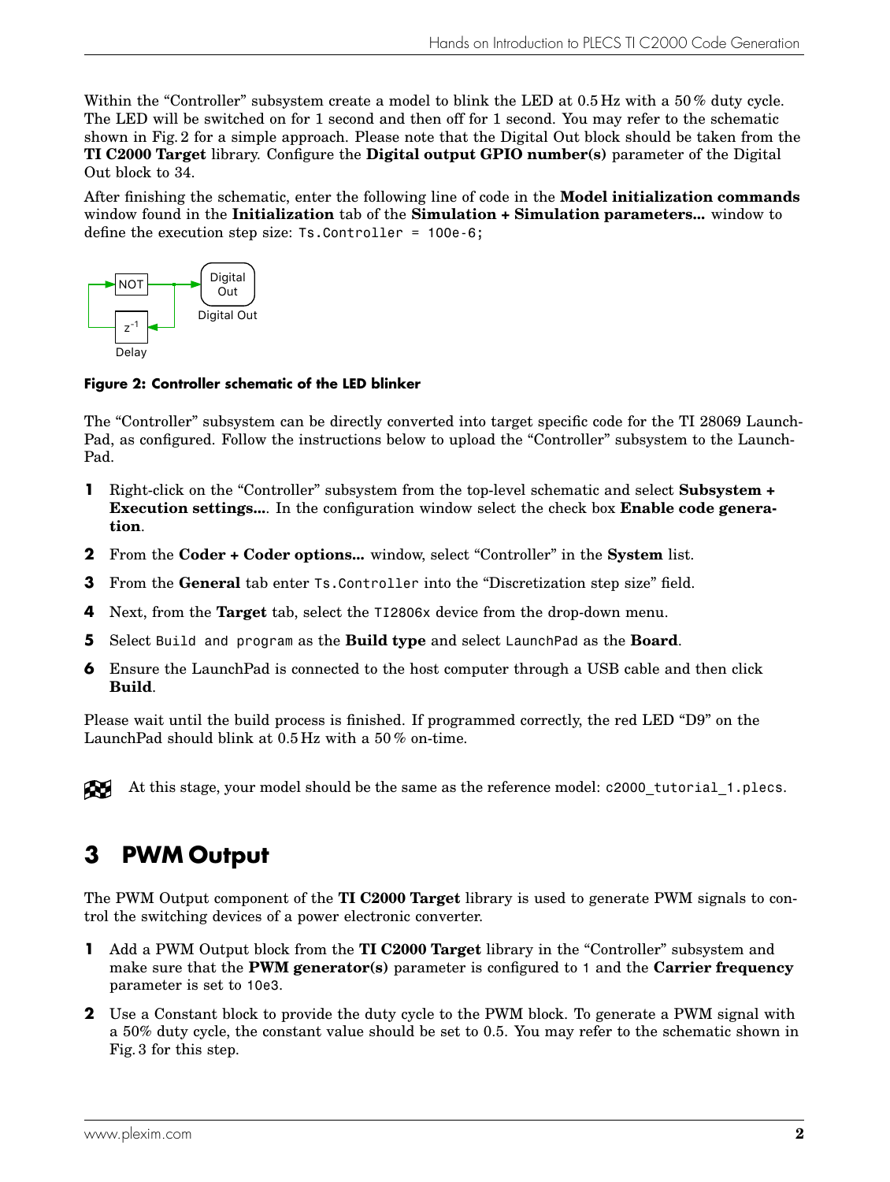Within the "Controller" subsystem create a model to blink the LED at 0.5 Hz with a 50 % duty cycle. The LED will be switched on for 1 second and then off for 1 second. You may refer to the schematic shown in Fig. 2 for a simple approach. Please note that the Digital Out block should be taken from the **TI C2000 Target** library. Configure the **Digital output GPIO number(s)** parameter of the Digital Out block to 34.

After finishing the schematic, enter the following line of code in the **Model initialization commands** window found in the **Initialization** tab of the **Simulation + Simulation parameters...** window to define the execution step size: `Ts.Controller = 100e-6;`

**Figure 2: Controller schematic of the LED blinker**

The "Controller" subsystem can be directly converted into target specific code for the TI 28069 LaunchPad, as configured. Follow the instructions below to upload the "Controller" subsystem to the LaunchPad.

1. Right-click on the "Controller" subsystem from the top-level schematic and select **Subsystem + Execution settings...**. In the configuration window select the check box **Enable code generation**.
2. From the **Coder + Coder options...** window, select "Controller" in the **System** list.
3. From the **General** tab enter `Ts.Controller` into the "Discretization step size" field.
4. Next, from the **Target** tab, select the `TI2806x` device from the drop-down menu.
5. Select `Build and program` as the **Build type** and select `LaunchPad` as the **Board**.
6. Ensure the LaunchPad is connected to the host computer through a USB cable and then click **Build**.

Please wait until the build process is finished. If programmed correctly, the red LED "D9" on the LaunchPad should blink at 0.5 Hz with a 50 % on-time.

At this stage, your model should be the same as the reference model: `c2000_tutorial_1.plecs`.

## 3 PWM Output

The PWM Output component of the **TI C2000 Target** library is used to generate PWM signals to control the switching devices of a power electronic converter.

1. Add a PWM Output block from the **TI C2000 Target** library in the "Controller" subsystem and make sure that the **PWM generator(s)** parameter is configured to `1` and the **Carrier frequency** parameter is set to `10e3`.
2. Use a Constant block to provide the duty cycle to the PWM block. To generate a PWM signal with a 50% duty cycle, the constant value should be set to 0.5. You may refer to the schematic shown in Fig. 3 for this step.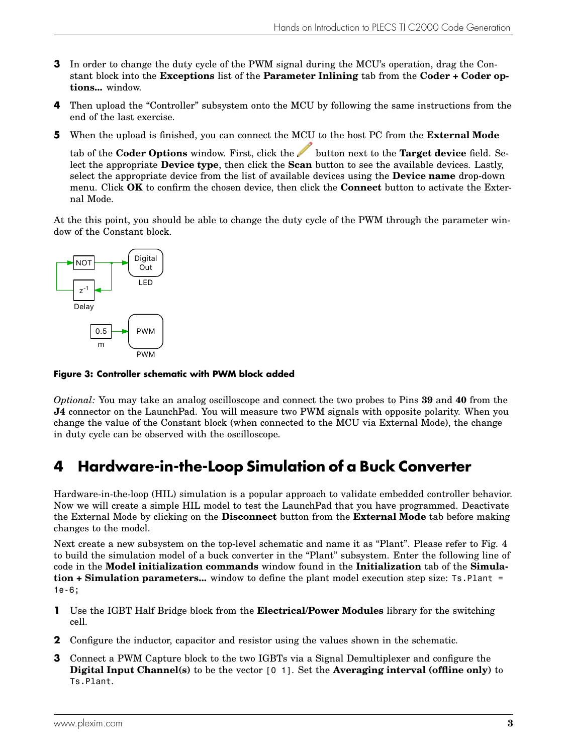3. In order to change the duty cycle of the PWM signal during the MCU's operation, drag the Constant block into the **Exceptions** list of the **Parameter Inlining** tab from the **Coder + Coder options...** window.

4. Then upload the "Controller" subsystem onto the MCU by following the same instructions from the end of the last exercise.

5. When the upload is finished, you can connect the MCU to the host PC from the **External Mode** tab of the **Coder Options** window. First, click the ✏ button next to the **Target device** field. Select the appropriate **Device type**, then click the **Scan** button to see the available devices. Lastly, select the appropriate device from the list of available devices using the **Device name** drop-down menu. Click **OK** to confirm the chosen device, then click the **Connect** button to activate the External Mode.

At the this point, you should be able to change the duty cycle of the PWM through the parameter window of the Constant block.

**Figure 3: Controller schematic with PWM block added**

*Optional:* You may take an analog oscilloscope and connect the two probes to Pins **39** and **40** from the **J4** connector on the LaunchPad. You will measure two PWM signals with opposite polarity. When you change the value of the Constant block (when connected to the MCU via External Mode), the change in duty cycle can be observed with the oscilloscope.

## 4 Hardware-in-the-Loop Simulation of a Buck Converter

Hardware-in-the-loop (HIL) simulation is a popular approach to validate embedded controller behavior. Now we will create a simple HIL model to test the LaunchPad that you have programmed. Deactivate the External Mode by clicking on the **Disconnect** button from the **External Mode** tab before making changes to the model.

Next create a new subsystem on the top-level schematic and name it as "Plant". Please refer to Fig. 4 to build the simulation model of a buck converter in the "Plant" subsystem. Enter the following line of code in the **Model initialization commands** window found in the **Initialization** tab of the **Simulation + Simulation parameters...** window to define the plant model execution step size: `Ts.Plant = 1e-6;`

1. Use the IGBT Half Bridge block from the **Electrical/Power Modules** library for the switching cell.

2. Configure the inductor, capacitor and resistor using the values shown in the schematic.

3. Connect a PWM Capture block to the two IGBTs via a Signal Demultiplexer and configure the **Digital Input Channel(s)** to be the vector `[0 1]`. Set the **Averaging interval (offline only)** to `Ts.Plant`.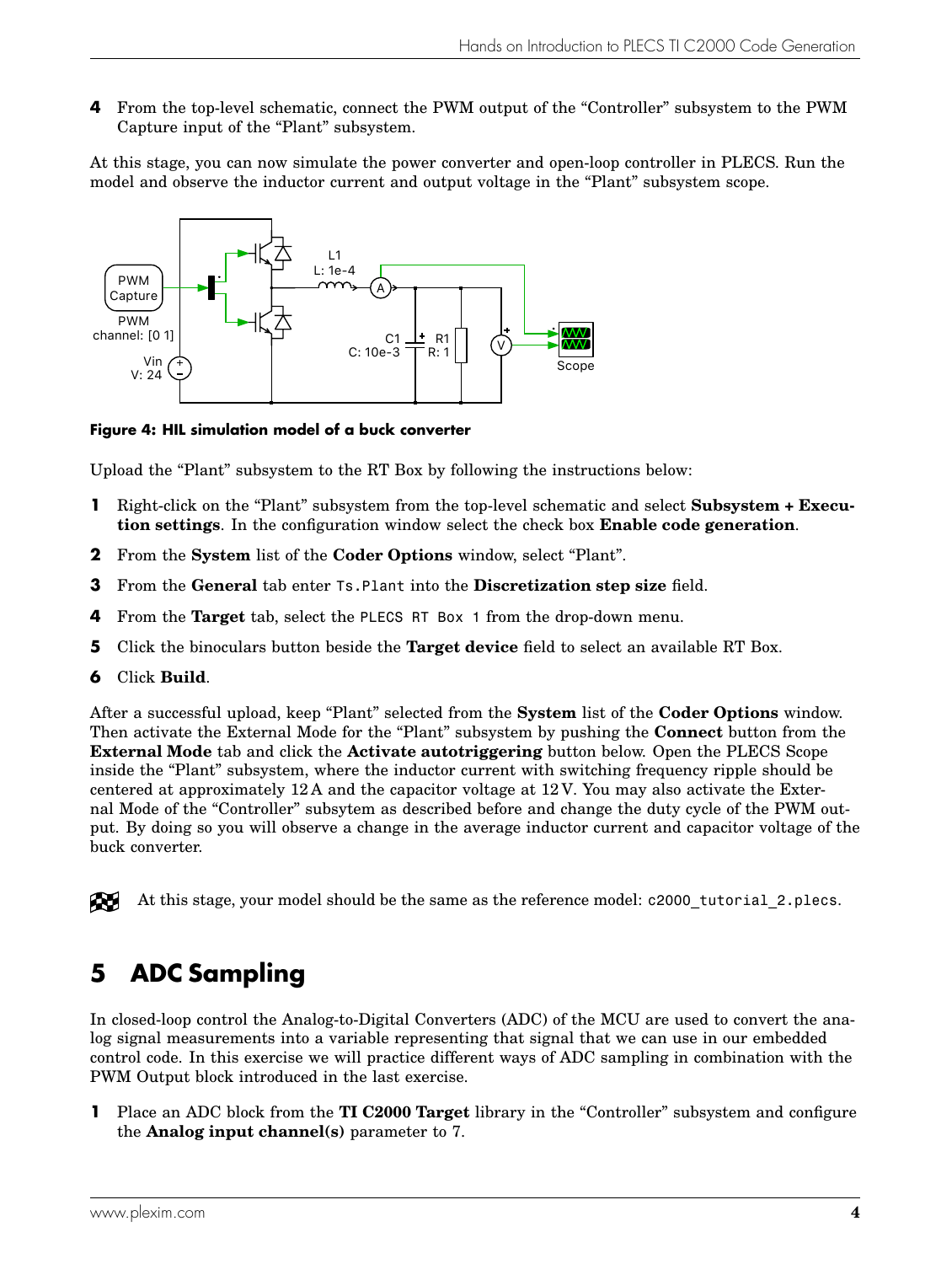4 From the top-level schematic, connect the PWM output of the “Controller” subsystem to the PWM Capture input of the “Plant” subsystem.

At this stage, you can now simulate the power converter and open-loop controller in PLECS. Run the model and observe the inductor current and output voltage in the “Plant” subsystem scope.

**Figure 4: HIL simulation model of a buck converter**

Upload the “Plant” subsystem to the RT Box by following the instructions below:

1. Right-click on the “Plant” subsystem from the top-level schematic and select **Subsystem + Execution settings**. In the configuration window select the check box **Enable code generation**.
2. From the **System** list of the **Coder Options** window, select “Plant”.
3. From the **General** tab enter `Ts.Plant` into the **Discretization step size** field.
4. From the **Target** tab, select the `PLECS RT Box 1` from the drop-down menu.
5. Click the binoculars button beside the **Target device** field to select an available RT Box.
6. Click **Build**.

After a successful upload, keep “Plant” selected from the **System** list of the **Coder Options** window. Then activate the External Mode for the “Plant” subsystem by pushing the **Connect** button from the **External Mode** tab and click the **Activate autotriggering** button below. Open the PLECS Scope inside the “Plant” subsystem, where the inductor current with switching frequency ripple should be centered at approximately 12 A and the capacitor voltage at 12 V. You may also activate the External Mode of the “Controller” subsytem as described before and change the duty cycle of the PWM output. By doing so you will observe a change in the average inductor current and capacitor voltage of the buck converter.

At this stage, your model should be the same as the reference model: `c2000_tutorial_2.plecs`.

## 5 ADC Sampling

In closed-loop control the Analog-to-Digital Converters (ADC) of the MCU are used to convert the analog signal measurements into a variable representing that signal that we can use in our embedded control code. In this exercise we will practice different ways of ADC sampling in combination with the PWM Output block introduced in the last exercise.

1. Place an ADC block from the **TI C2000 Target** library in the “Controller” subsystem and configure the **Analog input channel(s)** parameter to 7.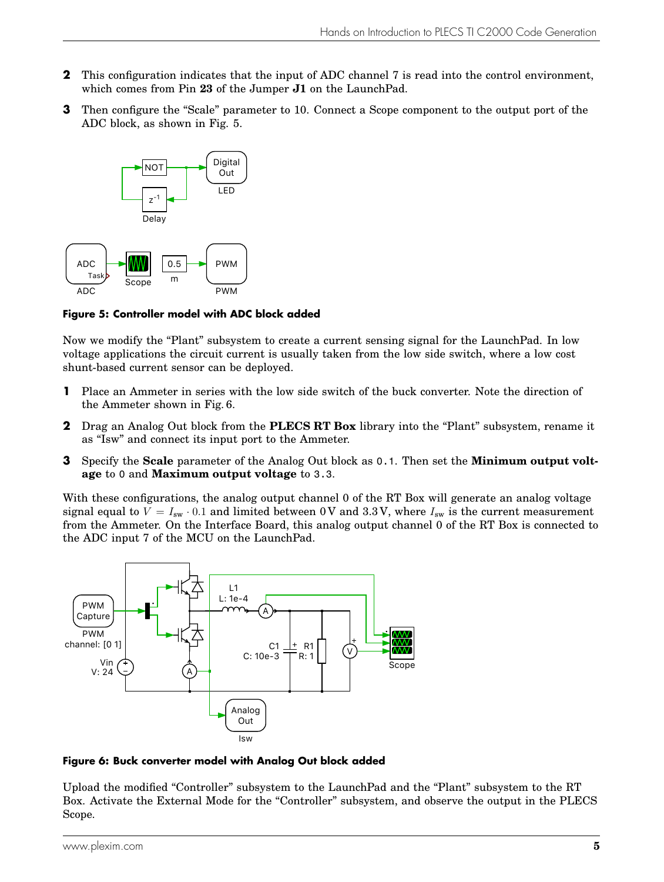2 This configuration indicates that the input of ADC channel 7 is read into the control environment, which comes from Pin **23** of the Jumper **J1** on the LaunchPad.

3 Then configure the "Scale" parameter to 10. Connect a Scope component to the output port of the ADC block, as shown in Fig. 5.

**Figure 5: Controller model with ADC block added**

Now we modify the "Plant" subsystem to create a current sensing signal for the LaunchPad. In low voltage applications the circuit current is usually taken from the low side switch, where a low cost shunt-based current sensor can be deployed.

1 Place an Ammeter in series with the low side switch of the buck converter. Note the direction of the Ammeter shown in Fig. 6.

2 Drag an Analog Out block from the **PLECS RT Box** library into the "Plant" subsystem, rename it as "Isw" and connect its input port to the Ammeter.

3 Specify the **Scale** parameter of the Analog Out block as `0.1`. Then set the **Minimum output voltage** to `0` and **Maximum output voltage** to `3.3`.

With these configurations, the analog output channel 0 of the RT Box will generate an analog voltage signal equal to $V = I_{sw} \cdot 0.1$ and limited between 0 V and 3.3 V, where $I_{sw}$ is the current measurement from the Ammeter. On the Interface Board, this analog output channel 0 of the RT Box is connected to the ADC input 7 of the MCU on the LaunchPad.

**Figure 6: Buck converter model with Analog Out block added**

Upload the modified "Controller" subsystem to the LaunchPad and the "Plant" subsystem to the RT Box. Activate the External Mode for the "Controller" subsystem, and observe the output in the PLECS Scope.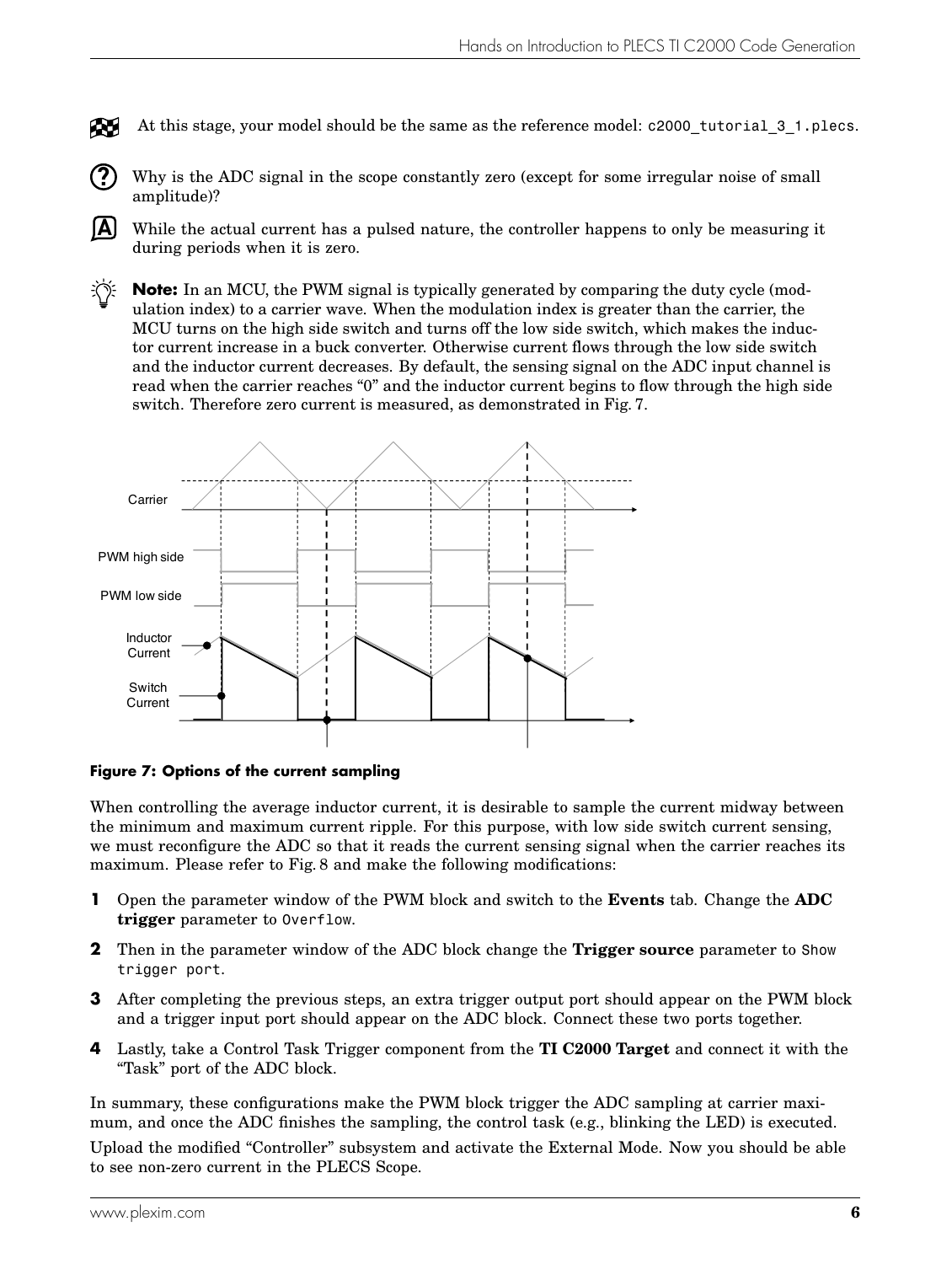At this stage, your model should be the same as the reference model: `c2000_tutorial_3_1.plecs`.

Why is the ADC signal in the scope constantly zero (except for some irregular noise of small amplitude)?

While the actual current has a pulsed nature, the controller happens to only be measuring it during periods when it is zero.

**Note:** In an MCU, the PWM signal is typically generated by comparing the duty cycle (modulation index) to a carrier wave. When the modulation index is greater than the carrier, the MCU turns on the high side switch and turns off the low side switch, which makes the inductor current increase in a buck converter. Otherwise current flows through the low side switch and the inductor current decreases. By default, the sensing signal on the ADC input channel is read when the carrier reaches "0" and the inductor current begins to flow through the high side switch. Therefore zero current is measured, as demonstrated in Fig. 7.

**Figure 7: Options of the current sampling**

When controlling the average inductor current, it is desirable to sample the current midway between the minimum and maximum current ripple. For this purpose, with low side switch current sensing, we must reconfigure the ADC so that it reads the current sensing signal when the carrier reaches its maximum. Please refer to Fig. 8 and make the following modifications:

1. Open the parameter window of the PWM block and switch to the **Events** tab. Change the **ADC trigger** parameter to `Overflow`.
2. Then in the parameter window of the ADC block change the **Trigger source** parameter to `Show trigger port`.
3. After completing the previous steps, an extra trigger output port should appear on the PWM block and a trigger input port should appear on the ADC block. Connect these two ports together.
4. Lastly, take a Control Task Trigger component from the **TI C2000 Target** and connect it with the "Task" port of the ADC block.

In summary, these configurations make the PWM block trigger the ADC sampling at carrier maximum, and once the ADC finishes the sampling, the control task (e.g., blinking the LED) is executed.

Upload the modified "Controller" subsystem and activate the External Mode. Now you should be able to see non-zero current in the PLECS Scope.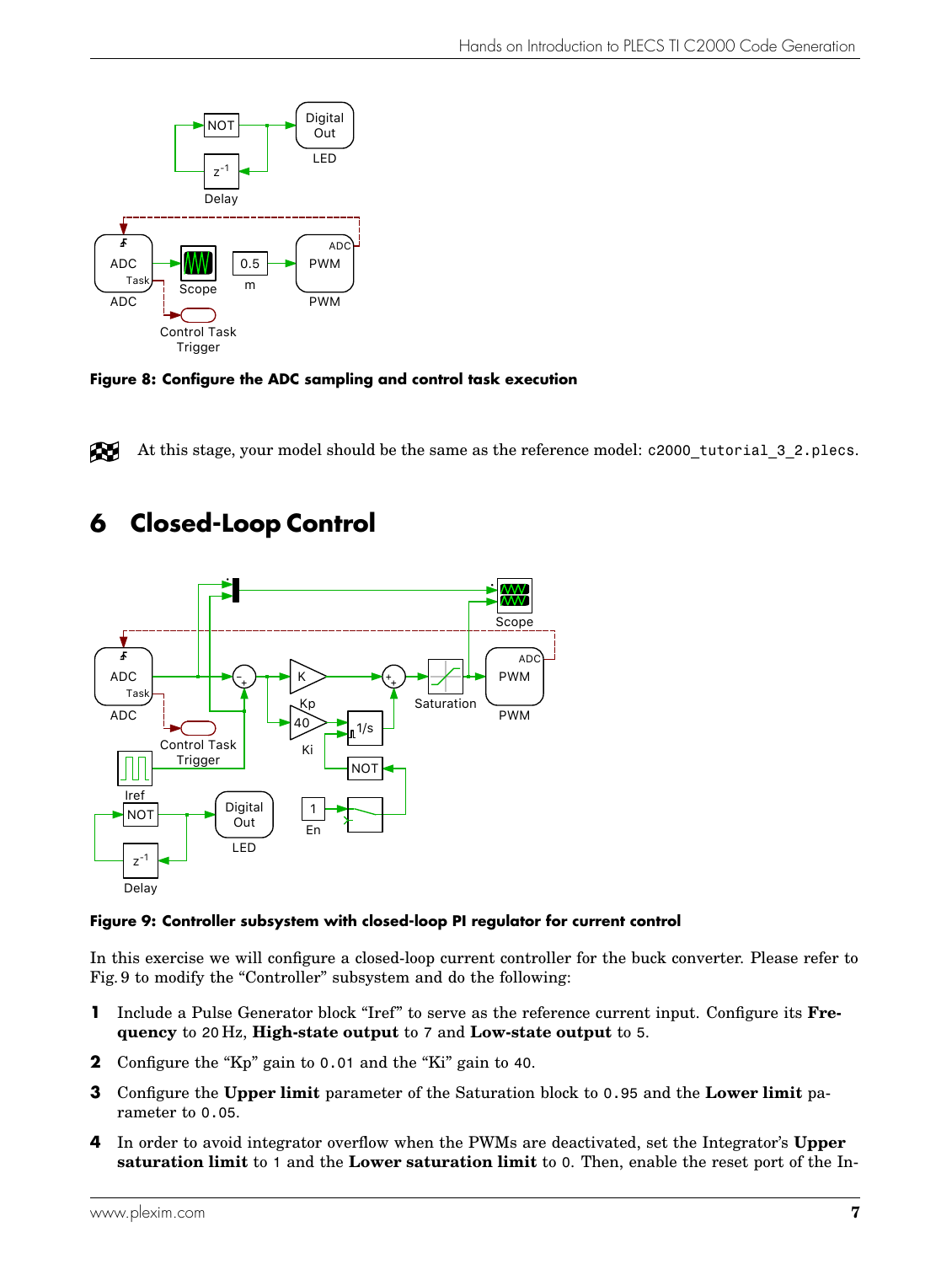**Figure 8: Configure the ADC sampling and control task execution**

At this stage, your model should be the same as the reference model: `c2000_tutorial_3_2.plecs`.

# 6 Closed-Loop Control

**Figure 9: Controller subsystem with closed-loop PI regulator for current control**

In this exercise we will configure a closed-loop current controller for the buck converter. Please refer to Fig. 9 to modify the "Controller" subsystem and do the following:

1. Include a Pulse Generator block "Iref" to serve as the reference current input. Configure its **Frequency** to 20 Hz, **High-state output** to 7 and **Low-state output** to 5.
2. Configure the "Kp" gain to `0.01` and the "Ki" gain to `40`.
3. Configure the **Upper limit** parameter of the Saturation block to `0.95` and the **Lower limit** parameter to `0.05`.
4. In order to avoid integrator overflow when the PWMs are deactivated, set the Integrator's **Upper saturation limit** to `1` and the **Lower saturation limit** to `0`. Then, enable the reset port of the In-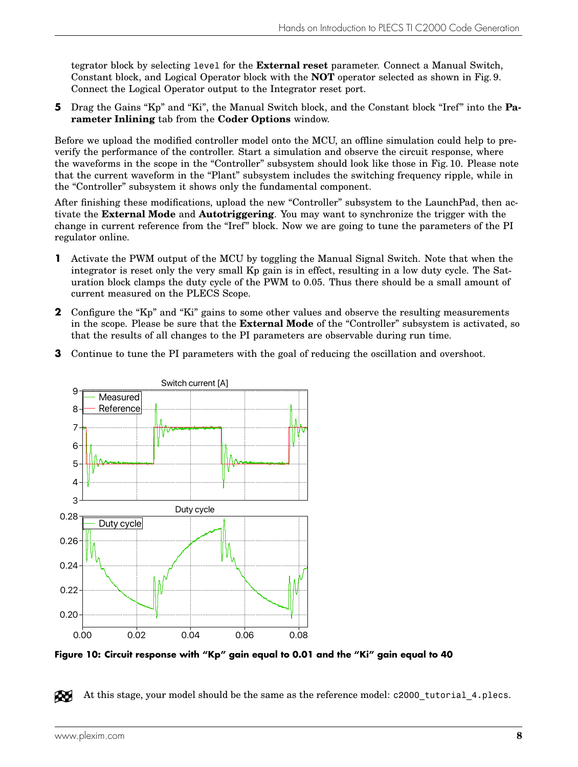tegrator block by selecting `level` for the **External reset** parameter. Connect a Manual Switch, Constant block, and Logical Operator block with the **NOT** operator selected as shown in Fig. 9. Connect the Logical Operator output to the Integrator reset port.

**5** Drag the Gains "Kp" and "Ki", the Manual Switch block, and the Constant block "Iref" into the **Parameter Inlining** tab from the **Coder Options** window.

Before we upload the modified controller model onto the MCU, an offline simulation could help to pre-verify the performance of the controller. Start a simulation and observe the circuit response, where the waveforms in the scope in the "Controller" subsystem should look like those in Fig. 10. Please note that the current waveform in the "Plant" subsystem includes the switching frequency ripple, while in the "Controller" subsystem it shows only the fundamental component.

After finishing these modifications, upload the new "Controller" subsystem to the LaunchPad, then activate the **External Mode** and **Autotriggering**. You may want to synchronize the trigger with the change in current reference from the "Iref" block. Now we are going to tune the parameters of the PI regulator online.

**1** Activate the PWM output of the MCU by toggling the Manual Signal Switch. Note that when the integrator is reset only the very small Kp gain is in effect, resulting in a low duty cycle. The Saturation block clamps the duty cycle of the PWM to 0.05. Thus there should be a small amount of current measured on the PLECS Scope.

**2** Configure the "Kp" and "Ki" gains to some other values and observe the resulting measurements in the scope. Please be sure that the **External Mode** of the "Controller" subsystem is activated, so that the results of all changes to the PI parameters are observable during run time.

**3** Continue to tune the PI parameters with the goal of reducing the oscillation and overshoot.

**Figure 10: Circuit response with "Kp" gain equal to 0.01 and the "Ki" gain equal to 40**

At this stage, your model should be the same as the reference model: `c2000_tutorial_4.plecs`.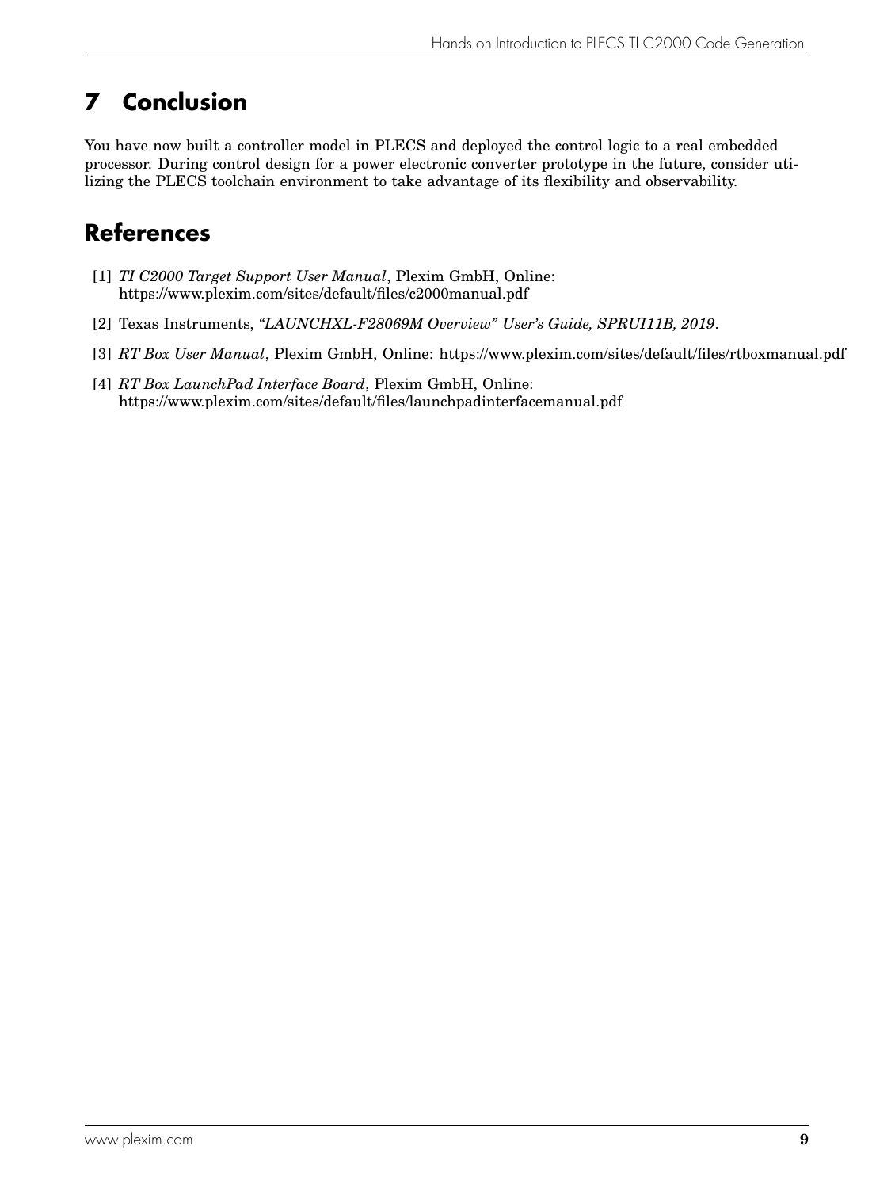# 7 Conclusion

You have now built a controller model in PLECS and deployed the control logic to a real embedded processor. During control design for a power electronic converter prototype in the future, consider utilizing the PLECS toolchain environment to take advantage of its flexibility and observability.

# References

[1] *TI C2000 Target Support User Manual*, Plexim GmbH, Online: https://www.plexim.com/sites/default/files/c2000manual.pdf

[2] Texas Instruments, *"LAUNCHXL-F28069M Overview" User's Guide, SPRUI11B, 2019*.

[3] *RT Box User Manual*, Plexim GmbH, Online: https://www.plexim.com/sites/default/files/rtboxmanual.pdf

[4] *RT Box LaunchPad Interface Board*, Plexim GmbH, Online: https://www.plexim.com/sites/default/files/launchpadinterfacemanual.pdf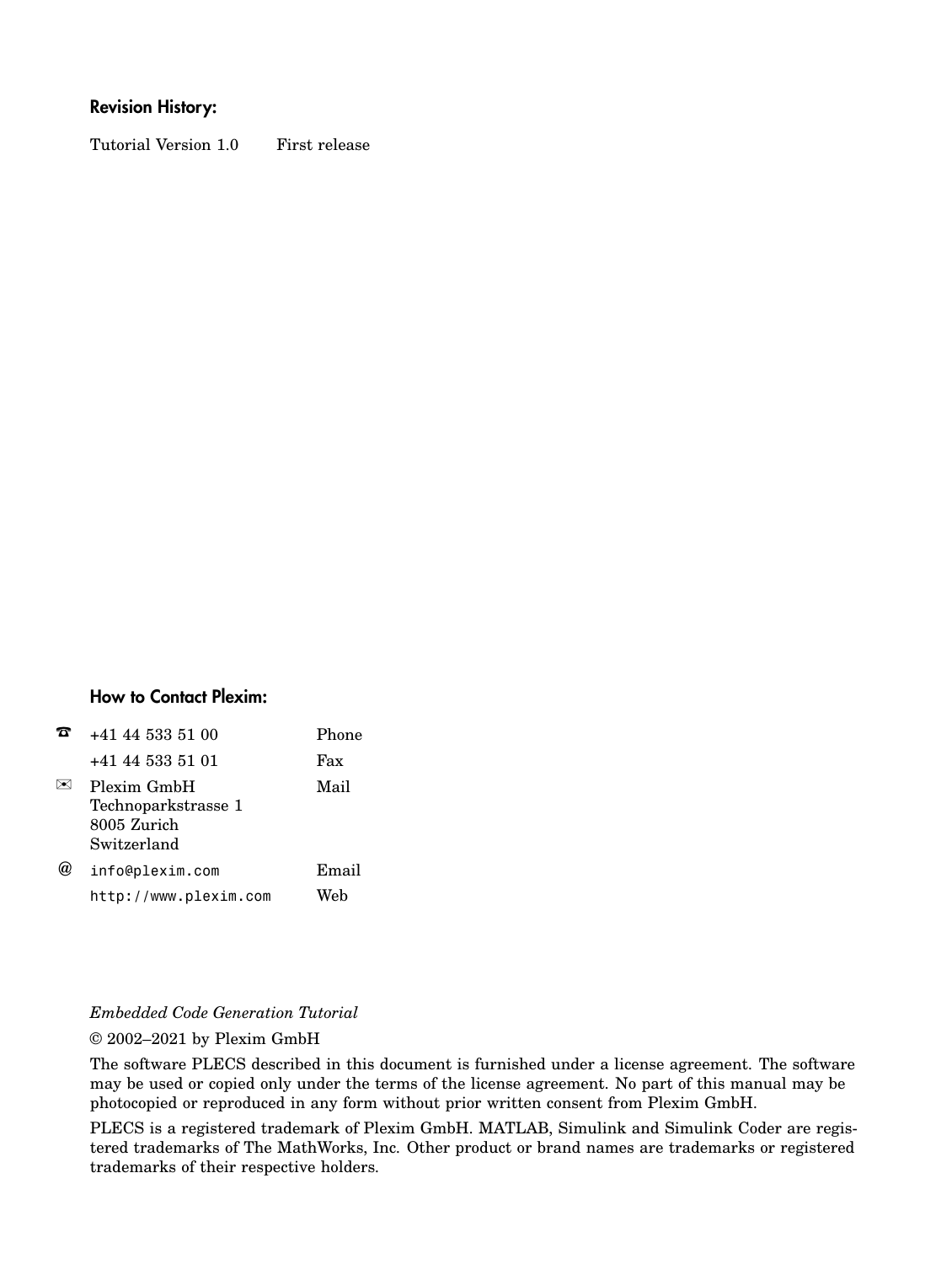### Revision History:

Tutorial Version 1.0 First release

### How to Contact Plexim:

| | | |
|---|---|---|
| ☎ | +41 44 533 51 00 | Phone |
| | +41 44 533 51 01 | Fax |
| ✉ | Plexim GmbH<br>Technoparkstrasse 1<br>8005 Zurich<br>Switzerland | Mail |
| @ | info@plexim.com | Email |
| | http://www.plexim.com | Web |

*Embedded Code Generation Tutorial*

© 2002–2021 by Plexim GmbH

The software PLECS described in this document is furnished under a license agreement. The software may be used or copied only under the terms of the license agreement. No part of this manual may be photocopied or reproduced in any form without prior written consent from Plexim GmbH.

PLECS is a registered trademark of Plexim GmbH. MATLAB, Simulink and Simulink Coder are registered trademarks of The MathWorks, Inc. Other product or brand names are trademarks or registered trademarks of their respective holders.